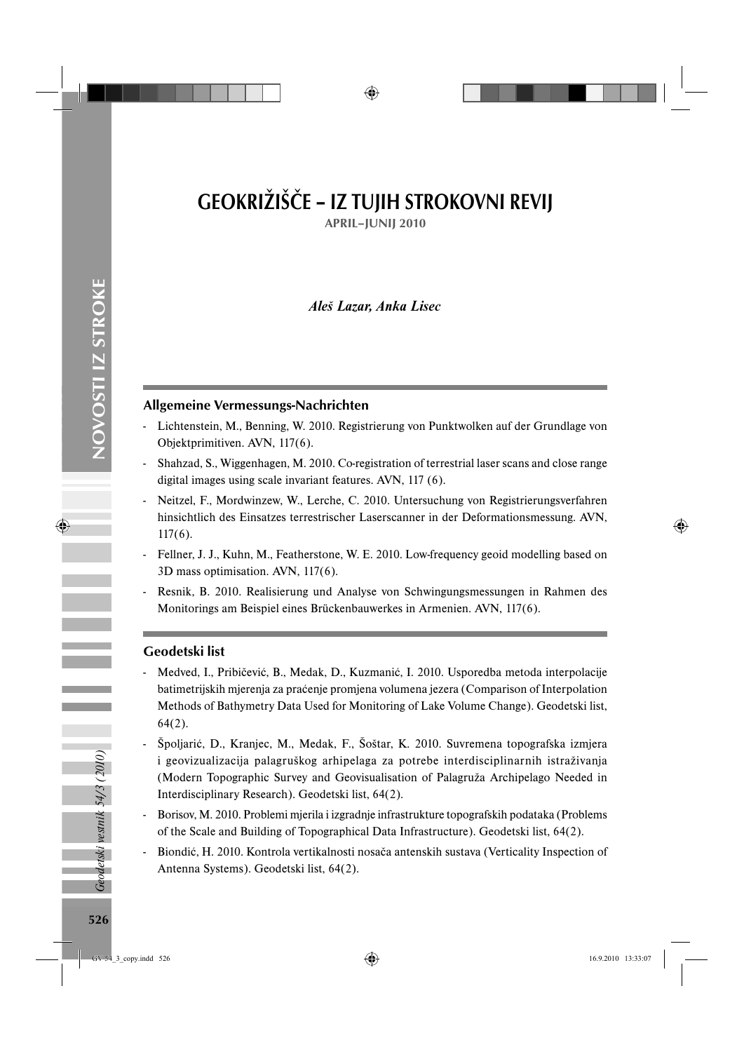# GEOKRIŽIŠČE – IZ TUJIH STROKOVNI REVIJ

**APRIL–JUNIJ 2010**

*Aleš Lazar, Anka Lisec*

## Allgemeine Vermessungs-Nachrichten

- Lichtenstein, M., Benning, W. 2010. Registrierung von Punktwolken auf der Grundlage von Objektprimitiven. AVN, 117(6).
- Shahzad, S., Wiggenhagen, M. 2010. Co-registration of terrestrial laser scans and close range digital images using scale invariant features. AVN, 117 (6).
- Neitzel, F., Mordwinzew, W., Lerche, C. 2010. Untersuchung von Registrierungsverfahren hinsichtlich des Einsatzes terrestrischer Laserscanner in der Deformationsmessung. AVN, 117(6).
- Fellner, J. J., Kuhn, M., Featherstone, W. E. 2010. Low-frequency geoid modelling based on 3D mass optimisation. AVN, 117(6).
- Resnik, B. 2010. Realisierung und Analyse von Schwingungsmessungen in Rahmen des Monitorings am Beispiel eines Brückenbauwerkes in Armenien. AVN, 117(6).

## Geodetski list

- Medved, I., Pribičević, B., Medak, D., Kuzmanić, I. 2010. Usporedba metoda interpolacije batimetrijskih mjerenja za praćenje promjena volumena jezera (Comparison of Interpolation Methods of Bathymetry Data Used for Monitoring of Lake Volume Change). Geodetski list, 64(2).
- Špoljarić, D., Kranjec, M., Medak, F., Šoštar, K. 2010. Suvremena topografska izmjera i geovizualizacija palagruškog arhipelaga za potrebe interdisciplinarnih istraživanja (Modern Topographic Survey and Geovisualisation of Palagruža Archipelago Needed in Interdisciplinary Research). Geodetski list, 64(2).
- Borisov, M. 2010. Problemi mjerila i izgradnje infrastrukture topografskih podataka (Problems of the Scale and Building of Topographical Data Infrastructure). Geodetski list, 64(2).
- Biondić, H. 2010. Kontrola vertikalnosti nosača antenskih sustava (Verticality Inspection of Antenna Systems). Geodetski list, 64(2).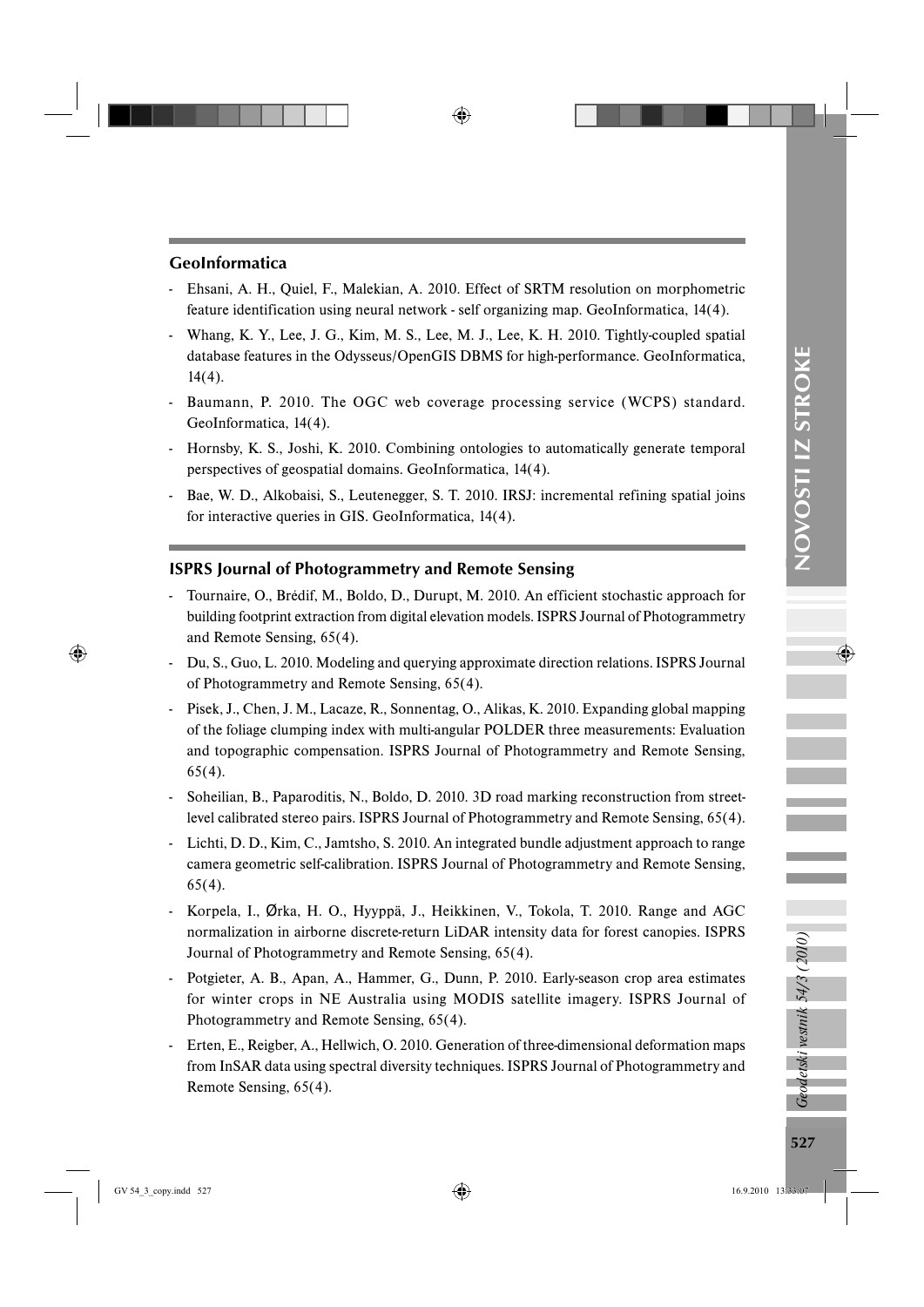## GeoInformatica

- Ehsani, A. H., Quiel, F., Malekian, A. 2010. Effect of SRTM resolution on morphometric feature identification using neural network - self organizing map. GeoInformatica, 14(4).
- Whang, K. Y., Lee, J. G., Kim, M. S., Lee, M. J., Lee, K. H. 2010. Tightly-coupled spatial database features in the Odysseus/OpenGIS DBMS for high-performance. GeoInformatica, 14(4).
- Baumann, P. 2010. The OGC web coverage processing service (WCPS) standard. GeoInformatica, 14(4).
- Hornsby, K. S., Joshi, K. 2010. Combining ontologies to automatically generate temporal perspectives of geospatial domains. GeoInformatica, 14(4).
- Bae, W. D., Alkobaisi, S., Leutenegger, S. T. 2010. IRSJ: incremental refining spatial joins for interactive queries in GIS. GeoInformatica, 14(4).

## ISPRS Journal of Photogrammetry and Remote Sensing

- Tournaire, O., Brédif, M., Boldo, D., Durupt, M. 2010. An efficient stochastic approach for building footprint extraction from digital elevation models. ISPRS Journal of Photogrammetry and Remote Sensing, 65(4).
- Du, S., Guo, L. 2010. Modeling and querying approximate direction relations. ISPRS Journal of Photogrammetry and Remote Sensing, 65(4).
- Pisek, J., Chen, J. M., Lacaze, R., Sonnentag, O., Alikas, K. 2010. Expanding global mapping of the foliage clumping index with multi-angular POLDER three measurements: Evaluation and topographic compensation. ISPRS Journal of Photogrammetry and Remote Sensing, 65(4).
- Soheilian, B., Paparoditis, N., Boldo, D. 2010. 3D road marking reconstruction from street-level calibrated stereo pairs. ISPRS Journal of Photogrammetry and Remote Sensing, 65(4).
- Lichti, D. D., Kim, C., Jamtsho, S. 2010. An integrated bundle adjustment approach to range camera geometric self-calibration. ISPRS Journal of Photogrammetry and Remote Sensing, 65(4).
- Korpela, I., Ørka, H. O., Hyyppä, J., Heikkinen, V., Tokola, T. 2010. Range and AGC normalization in airborne discrete-return LiDAR intensity data for forest canopies. ISPRS Journal of Photogrammetry and Remote Sensing, 65(4).
- Potgieter, A. B., Apan, A., Hammer, G., Dunn, P. 2010. Early-season crop area estimates for winter crops in NE Australia using MODIS satellite imagery. ISPRS Journal of Photogrammetry and Remote Sensing, 65(4).
- Erten, E., Reigber, A., Hellwich, O. 2010. Generation of three-dimensional deformation maps from InSAR data using spectral diversity techniques. ISPRS Journal of Photogrammetry and Remote Sensing, 65(4).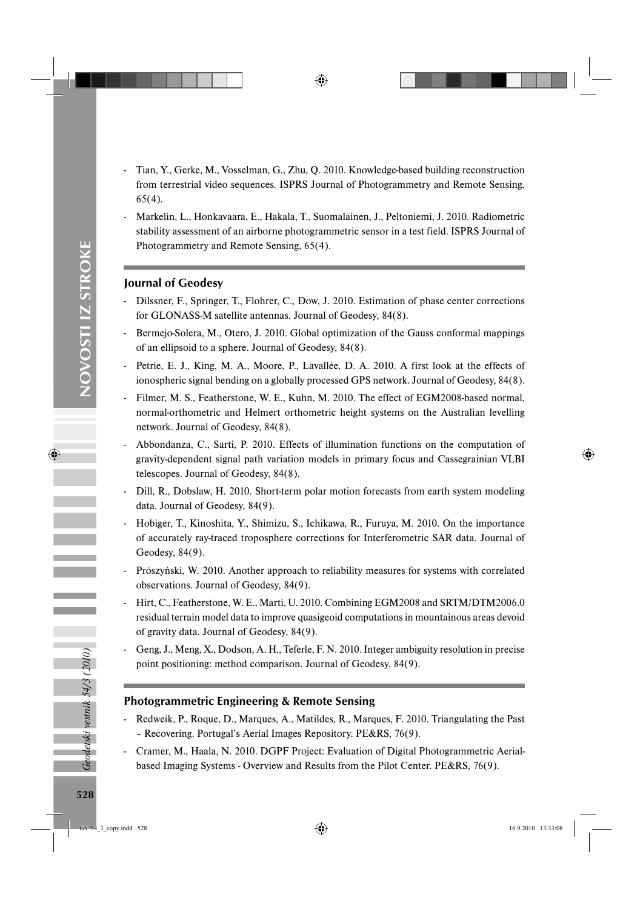- Tian, Y., Gerke, M., Vosselman, G., Zhu, Q. 2010. Knowledge-based building reconstruction from terrestrial video sequences. ISPRS Journal of Photogrammetry and Remote Sensing, 65(4).
- Markelin, L., Honkavaara, E., Hakala, T., Suomalainen, J., Peltoniemi, J. 2010. Radiometric stability assessment of an airborne photogrammetric sensor in a test field. ISPRS Journal of Photogrammetry and Remote Sensing, 65(4).

### Journal of Geodesy

- Dilssner, F., Springer, T., Flohrer, C., Dow, J. 2010. Estimation of phase center corrections for GLONASS-M satellite antennas. Journal of Geodesy, 84(8).
- Bermejo-Solera, M., Otero, J. 2010. Global optimization of the Gauss conformal mappings of an ellipsoid to a sphere. Journal of Geodesy, 84(8).
- Petrie, E. J., King, M. A., Moore, P., Lavallée, D. A. 2010. A first look at the effects of ionospheric signal bending on a globally processed GPS network. Journal of Geodesy, 84(8).
- Filmer, M. S., Featherstone, W. E., Kuhn, M. 2010. The effect of EGM2008-based normal, normal-orthometric and Helmert orthometric height systems on the Australian levelling network. Journal of Geodesy, 84(8).
- Abbondanza, C., Sarti, P. 2010. Effects of illumination functions on the computation of gravity-dependent signal path variation models in primary focus and Cassegrainian VLBI telescopes. Journal of Geodesy, 84(8).
- Dill, R., Dobslaw, H. 2010. Short-term polar motion forecasts from earth system modeling data. Journal of Geodesy, 84(9).
- Hobiger, T., Kinoshita, Y., Shimizu, S., Ichikawa, R., Furuya, M. 2010. On the importance of accurately ray-traced troposphere corrections for Interferometric SAR data. Journal of Geodesy, 84(9).
- Prószyński, W. 2010. Another approach to reliability measures for systems with correlated observations. Journal of Geodesy, 84(9).
- Hirt, C., Featherstone, W. E., Marti, U. 2010. Combining EGM2008 and SRTM/DTM2006.0 residual terrain model data to improve quasigeoid computations in mountainous areas devoid of gravity data. Journal of Geodesy, 84(9).
- Geng, J., Meng, X., Dodson, A. H., Teferle, F. N. 2010. Integer ambiguity resolution in precise point positioning: method comparison. Journal of Geodesy, 84(9).

### Photogrammetric Engineering & Remote Sensing

- Redweik, P., Roque, D., Marques, A., Matildes, R., Marques, F. 2010. Triangulating the Past – Recovering. Portugal's Aerial Images Repository. PE&RS, 76(9).
- Cramer, M., Haala, N. 2010. DGPF Project: Evaluation of Digital Photogrammetric Aerial-based Imaging Systems - Overview and Results from the Pilot Center. PE&RS, 76(9).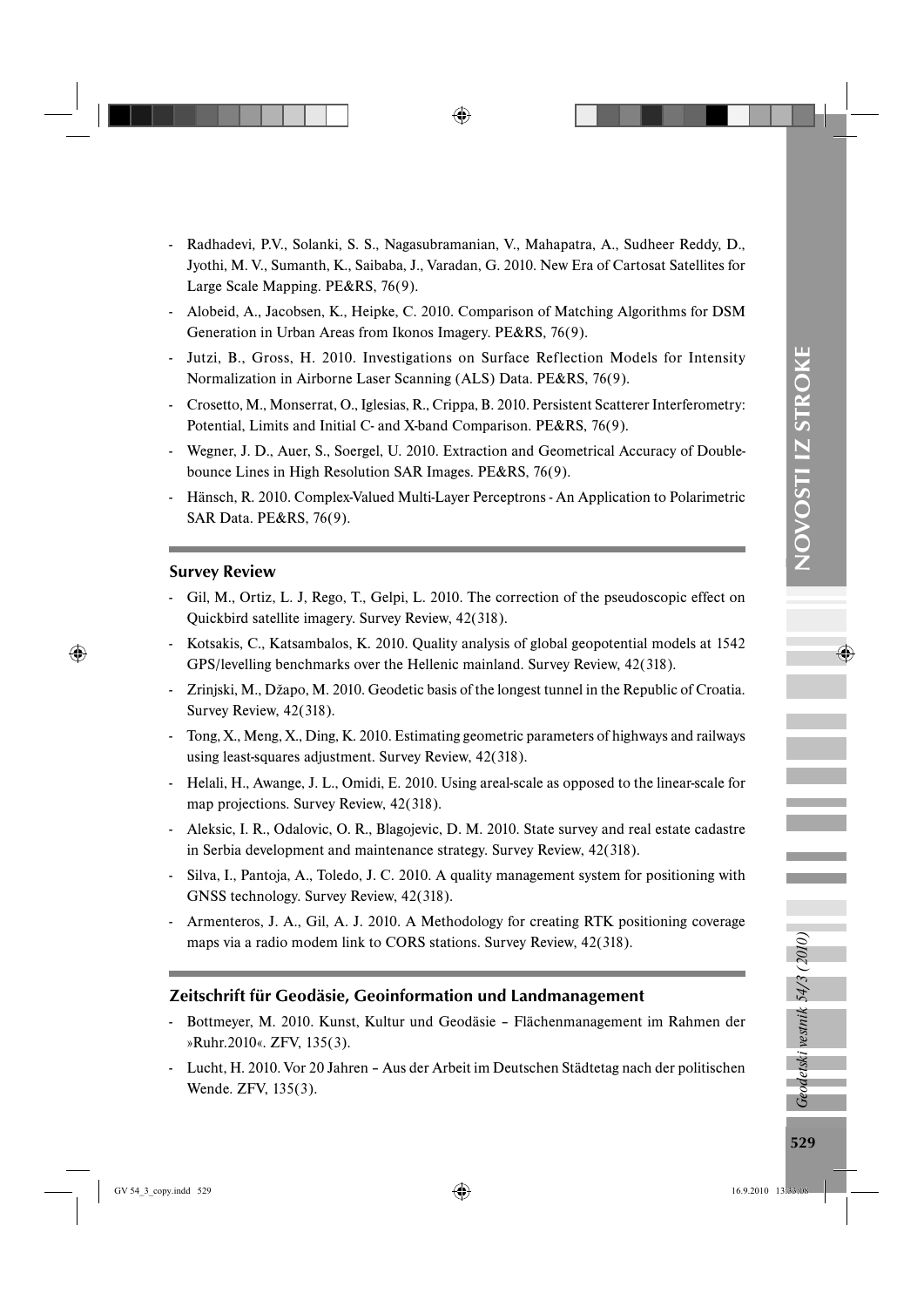- Radhadevi, P.V., Solanki, S. S., Nagasubramanian, V., Mahapatra, A., Sudheer Reddy, D., Jyothi, M. V., Sumanth, K., Saibaba, J., Varadan, G. 2010. New Era of Cartosat Satellites for Large Scale Mapping. PE&RS, 76(9).
- Alobeid, A., Jacobsen, K., Heipke, C. 2010. Comparison of Matching Algorithms for DSM Generation in Urban Areas from Ikonos Imagery. PE&RS, 76(9).
- Jutzi, B., Gross, H. 2010. Investigations on Surface Reflection Models for Intensity Normalization in Airborne Laser Scanning (ALS) Data. PE&RS, 76(9).
- Crosetto, M., Monserrat, O., Iglesias, R., Crippa, B. 2010. Persistent Scatterer Interferometry: Potential, Limits and Initial C- and X-band Comparison. PE&RS, 76(9).
- Wegner, J. D., Auer, S., Soergel, U. 2010. Extraction and Geometrical Accuracy of Double-bounce Lines in High Resolution SAR Images. PE&RS, 76(9).
- Hänsch, R. 2010. Complex-Valued Multi-Layer Perceptrons - An Application to Polarimetric SAR Data. PE&RS, 76(9).

## Survey Review

- Gil, M., Ortiz, L. J, Rego, T., Gelpi, L. 2010. The correction of the pseudoscopic effect on Quickbird satellite imagery. Survey Review, 42(318).
- Kotsakis, C., Katsambalos, K. 2010. Quality analysis of global geopotential models at 1542 GPS/levelling benchmarks over the Hellenic mainland. Survey Review, 42(318).
- Zrinjski, M., Džapo, M. 2010. Geodetic basis of the longest tunnel in the Republic of Croatia. Survey Review, 42(318).
- Tong, X., Meng, X., Ding, K. 2010. Estimating geometric parameters of highways and railways using least-squares adjustment. Survey Review, 42(318).
- Helali, H., Awange, J. L., Omidi, E. 2010. Using areal-scale as opposed to the linear-scale for map projections. Survey Review, 42(318).
- Aleksic, I. R., Odalovic, O. R., Blagojevic, D. M. 2010. State survey and real estate cadastre in Serbia development and maintenance strategy. Survey Review, 42(318).
- Silva, I., Pantoja, A., Toledo, J. C. 2010. A quality management system for positioning with GNSS technology. Survey Review, 42(318).
- Armenteros, J. A., Gil, A. J. 2010. A Methodology for creating RTK positioning coverage maps via a radio modem link to CORS stations. Survey Review, 42(318).

## Zeitschrift für Geodäsie, Geoinformation und Landmanagement

- Bottmeyer, M. 2010. Kunst, Kultur und Geodäsie – Flächenmanagement im Rahmen der »Ruhr.2010«. ZFV, 135(3).
- Lucht, H. 2010. Vor 20 Jahren – Aus der Arbeit im Deutschen Städtetag nach der politischen Wende. ZFV, 135(3).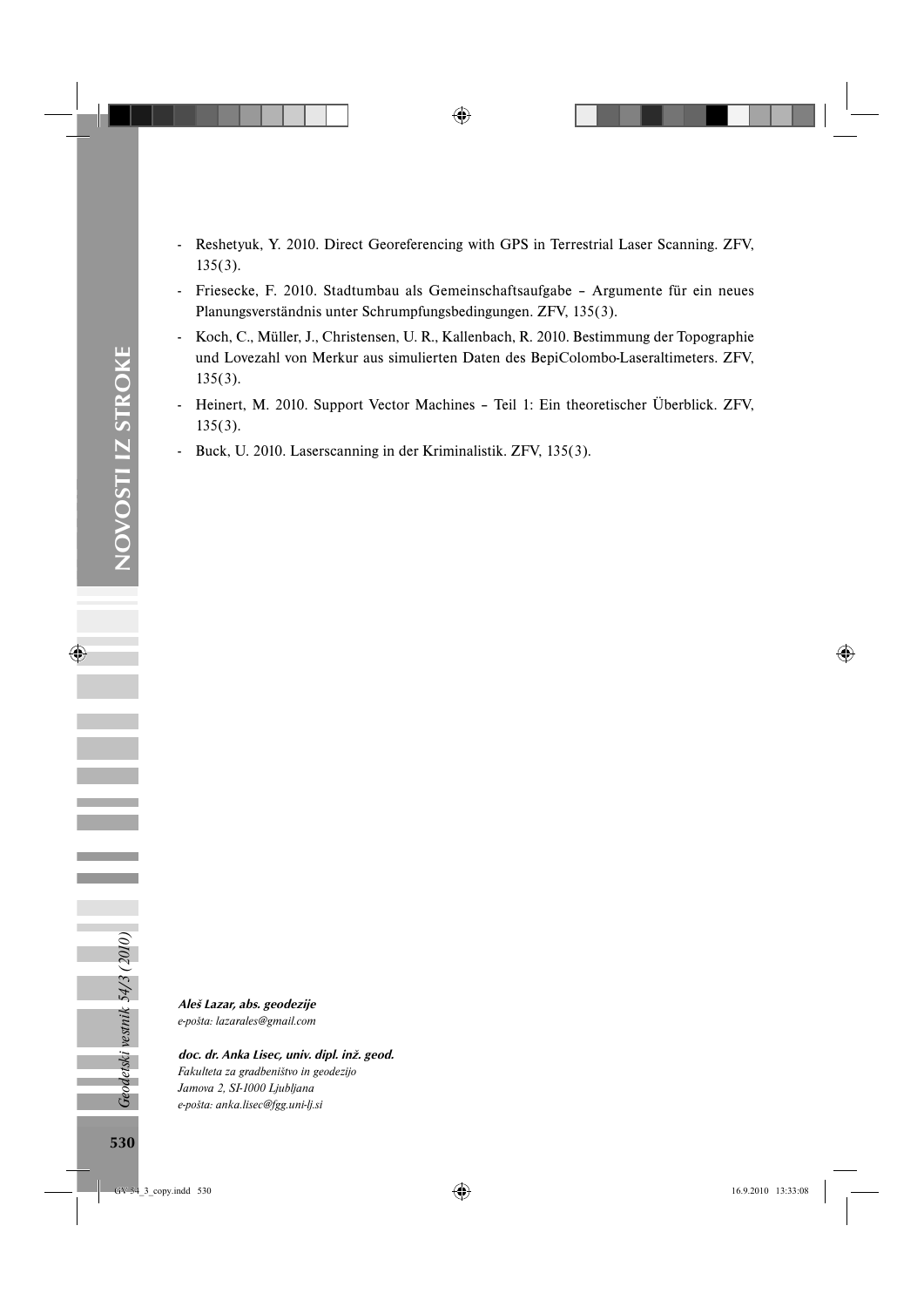- Reshetyuk, Y. 2010. Direct Georeferencing with GPS in Terrestrial Laser Scanning. ZFV, 135(3).
- Friesecke, F. 2010. Stadtumbau als Gemeinschaftsaufgabe – Argumente für ein neues Planungsverständnis unter Schrumpfungsbedingungen. ZFV, 135(3).
- Koch, C., Müller, J., Christensen, U. R., Kallenbach, R. 2010. Bestimmung der Topographie und Lovezahl von Merkur aus simulierten Daten des BepiColombo-Laseraltimeters. ZFV, 135(3).
- Heinert, M. 2010. Support Vector Machines – Teil 1: Ein theoretischer Überblick. ZFV, 135(3).
- Buck, U. 2010. Laserscanning in der Kriminalistik. ZFV, 135(3).

***Aleš Lazar, abs. geodezije***
*e-pošta: lazarales@gmail.com*

***doc. dr. Anka Lisec, univ. dipl. inž. geod.***
*Fakulteta za gradbeništvo in geodezijo*
*Jamova 2, SI-1000 Ljubljana*
*e-pošta: anka.lisec@fgg.uni-lj.si*